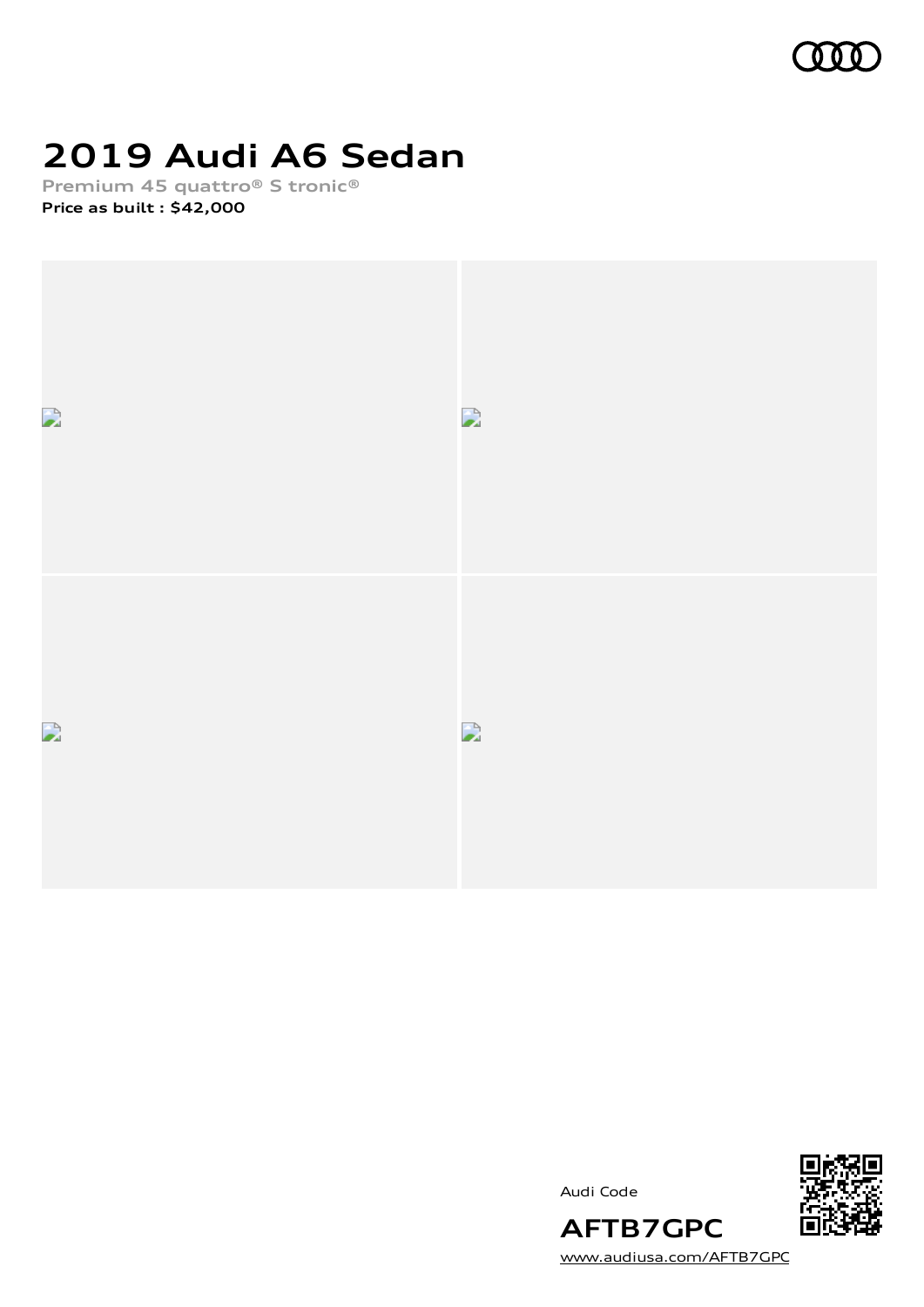# 2019 Audi A6 Sedan

**Premium 45 quattro® S tronic®**

**Price as built : $42,000**

Audi Code

**AFTB7GPC**

[www.audiusa.com/AFTB7GPC](http://www.audiusa.com/AFTB7GPC)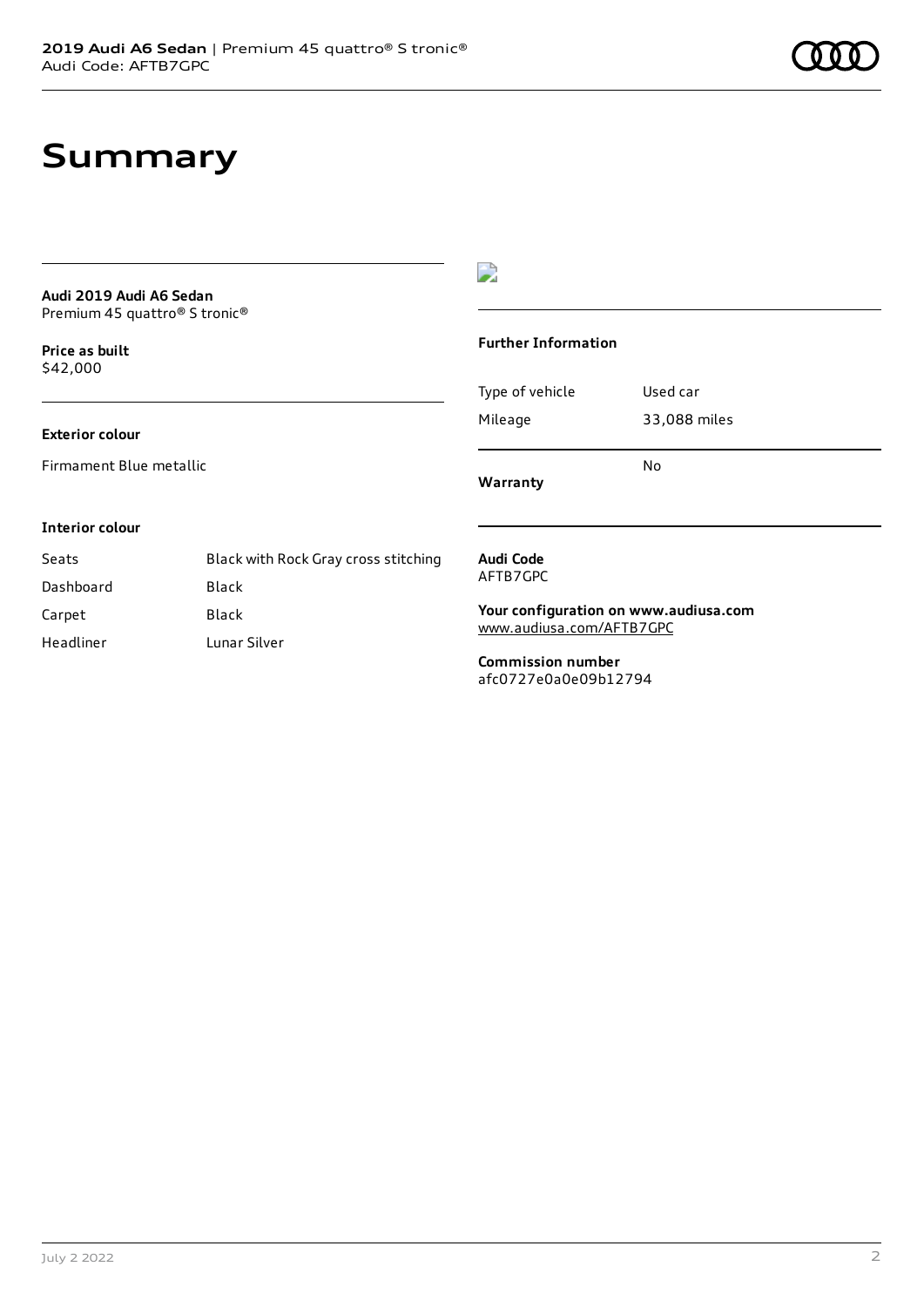# Summary

**Audi 2019 Audi A6 Sedan**
Premium 45 quattro® S tronic®

**Price as built**
$42,000

**Exterior colour**

Firmament Blue metallic

**Interior colour**

| Seats | Black with Rock Gray cross stitching |
|---|---|
| Dashboard | Black |
| Carpet | Black |
| Headliner | Lunar Silver |

**Further Information**

| Type of vehicle | Used car |
|---|---|
| Mileage | 33,088 miles |
| **Warranty** | No |

**Audi Code**
AFTB7GPC

**Your configuration on www.audiusa.com**
www.audiusa.com/AFTB7GPC

**Commission number**
afc0727e0a0e09b12794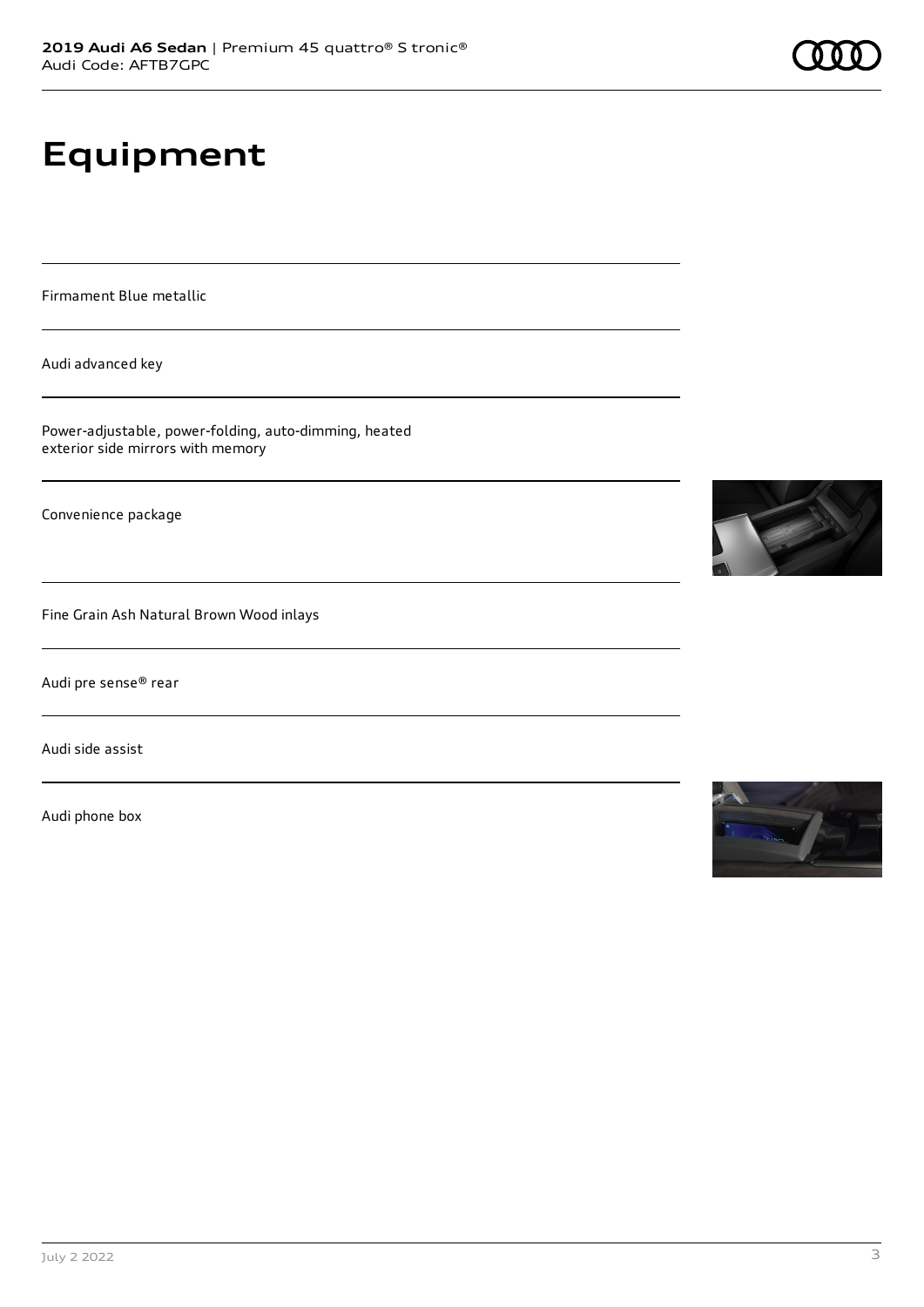# Equipment

Firmament Blue metallic

Audi advanced key

Power-adjustable, power-folding, auto-dimming, heated exterior side mirrors with memory

Convenience package

Fine Grain Ash Natural Brown Wood inlays

Audi pre sense® rear

Audi side assist

Audi phone box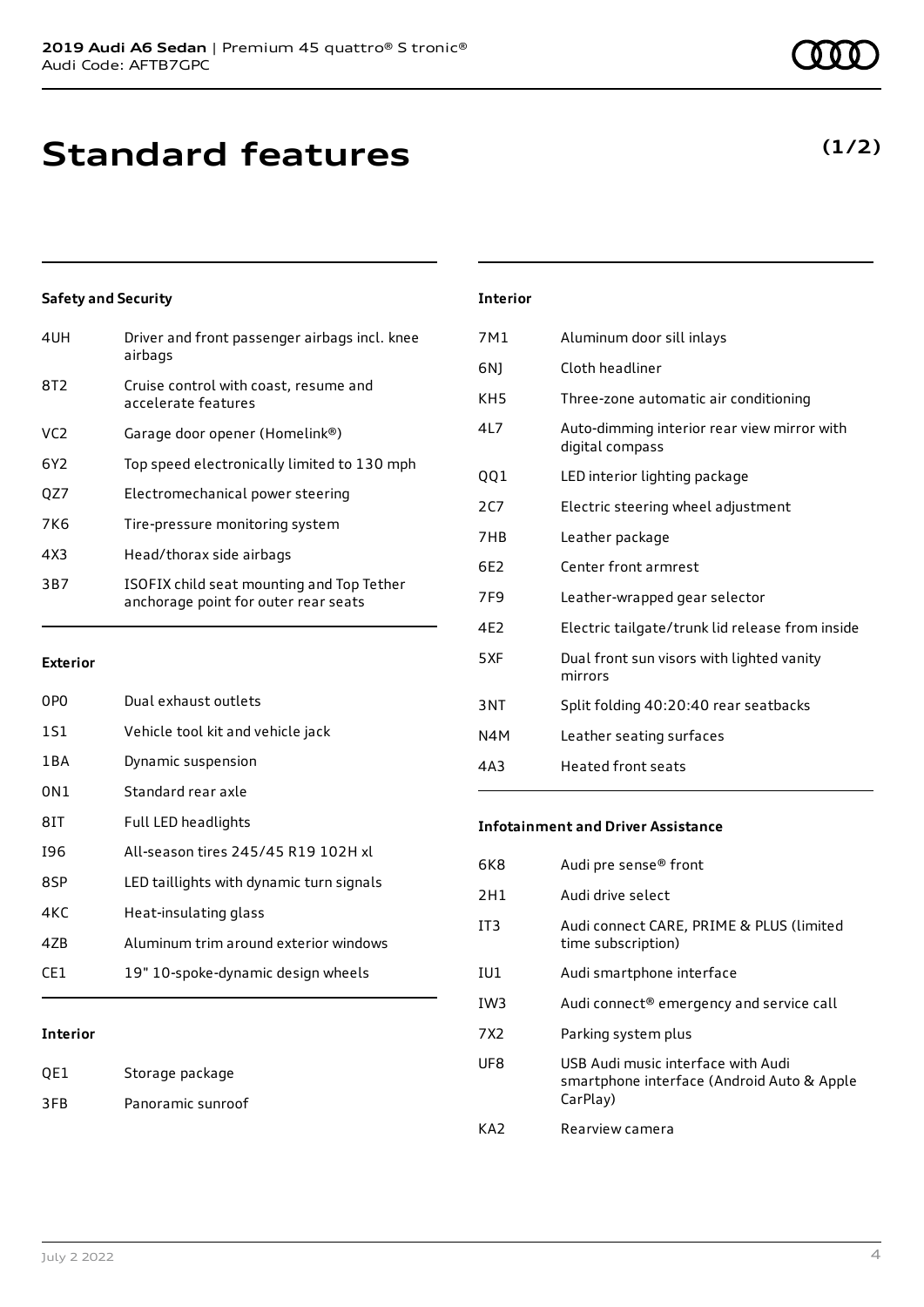# Standard features

**(1/2)**

### Safety and Security

| | |
|---|---|
| 4UH | Driver and front passenger airbags incl. knee airbags |
| 8T2 | Cruise control with coast, resume and accelerate features |
| VC2 | Garage door opener (Homelink®) |
| 6Y2 | Top speed electronically limited to 130 mph |
| QZ7 | Electromechanical power steering |
| 7K6 | Tire-pressure monitoring system |
| 4X3 | Head/thorax side airbags |
| 3B7 | ISOFIX child seat mounting and Top Tether anchorage point for outer rear seats |

### Exterior

| | |
|---|---|
| 0P0 | Dual exhaust outlets |
| 1S1 | Vehicle tool kit and vehicle jack |
| 1BA | Dynamic suspension |
| 0N1 | Standard rear axle |
| 8IT | Full LED headlights |
| I96 | All-season tires 245/45 R19 102H xl |
| 8SP | LED taillights with dynamic turn signals |
| 4KC | Heat-insulating glass |
| 4ZB | Aluminum trim around exterior windows |
| CE1 | 19" 10-spoke-dynamic design wheels |

### Interior

| | |
|---|---|
| QE1 | Storage package |
| 3FB | Panoramic sunroof |

### Interior

| | |
|---|---|
| 7M1 | Aluminum door sill inlays |
| 6NJ | Cloth headliner |
| KH5 | Three-zone automatic air conditioning |
| 4L7 | Auto-dimming interior rear view mirror with digital compass |
| QQ1 | LED interior lighting package |
| 2C7 | Electric steering wheel adjustment |
| 7HB | Leather package |
| 6E2 | Center front armrest |
| 7F9 | Leather-wrapped gear selector |
| 4E2 | Electric tailgate/trunk lid release from inside |
| 5XF | Dual front sun visors with lighted vanity mirrors |
| 3NT | Split folding 40:20:40 rear seatbacks |
| N4M | Leather seating surfaces |
| 4A3 | Heated front seats |

### Infotainment and Driver Assistance

| | |
|---|---|
| 6K8 | Audi pre sense® front |
| 2H1 | Audi drive select |
| IT3 | Audi connect CARE, PRIME & PLUS (limited time subscription) |
| IU1 | Audi smartphone interface |
| IW3 | Audi connect® emergency and service call |
| 7X2 | Parking system plus |
| UF8 | USB Audi music interface with Audi smartphone interface (Android Auto & Apple CarPlay) |
| KA2 | Rearview camera |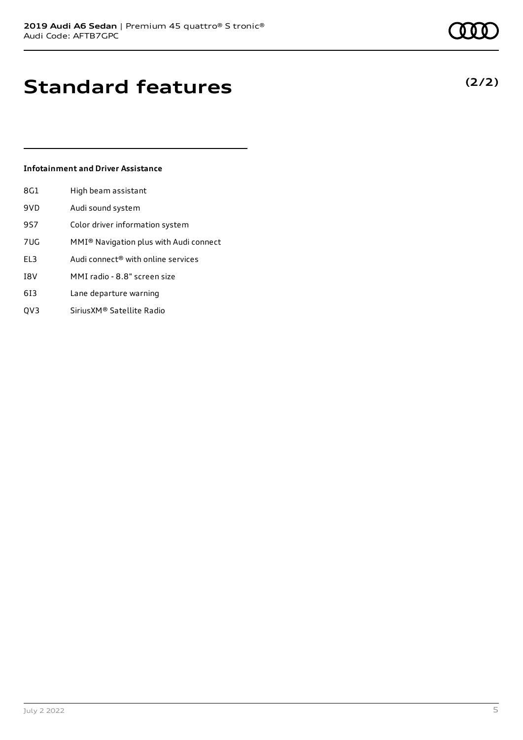# Standard features

**(2/2)**

### Infotainment and Driver Assistance

| | |
|---|---|
| 8G1 | High beam assistant |
| 9VD | Audi sound system |
| 9S7 | Color driver information system |
| 7UG | MMI® Navigation plus with Audi connect |
| EL3 | Audi connect® with online services |
| I8V | MMI radio - 8.8" screen size |
| 6I3 | Lane departure warning |
| QV3 | SiriusXM® Satellite Radio |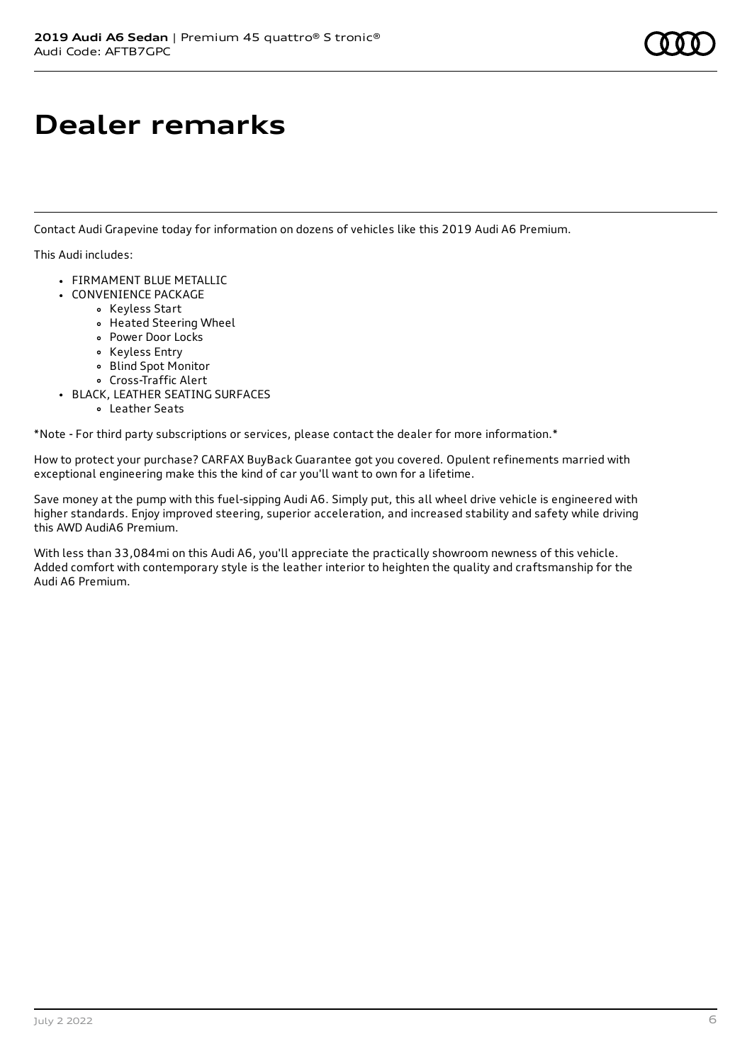# Dealer remarks

Contact Audi Grapevine today for information on dozens of vehicles like this 2019 Audi A6 Premium.

This Audi includes:

- FIRMAMENT BLUE METALLIC
- CONVENIENCE PACKAGE
    - Keyless Start
    - Heated Steering Wheel
    - Power Door Locks
    - Keyless Entry
    - Blind Spot Monitor
    - Cross-Traffic Alert
- BLACK, LEATHER SEATING SURFACES
    - Leather Seats

*Note - For third party subscriptions or services, please contact the dealer for more information.*

How to protect your purchase? CARFAX BuyBack Guarantee got you covered. Opulent refinements married with exceptional engineering make this the kind of car you'll want to own for a lifetime.

Save money at the pump with this fuel-sipping Audi A6. Simply put, this all wheel drive vehicle is engineered with higher standards. Enjoy improved steering, superior acceleration, and increased stability and safety while driving this AWD AudiA6 Premium.

With less than 33,084mi on this Audi A6, you'll appreciate the practically showroom newness of this vehicle. Added comfort with contemporary style is the leather interior to heighten the quality and craftsmanship for the Audi A6 Premium.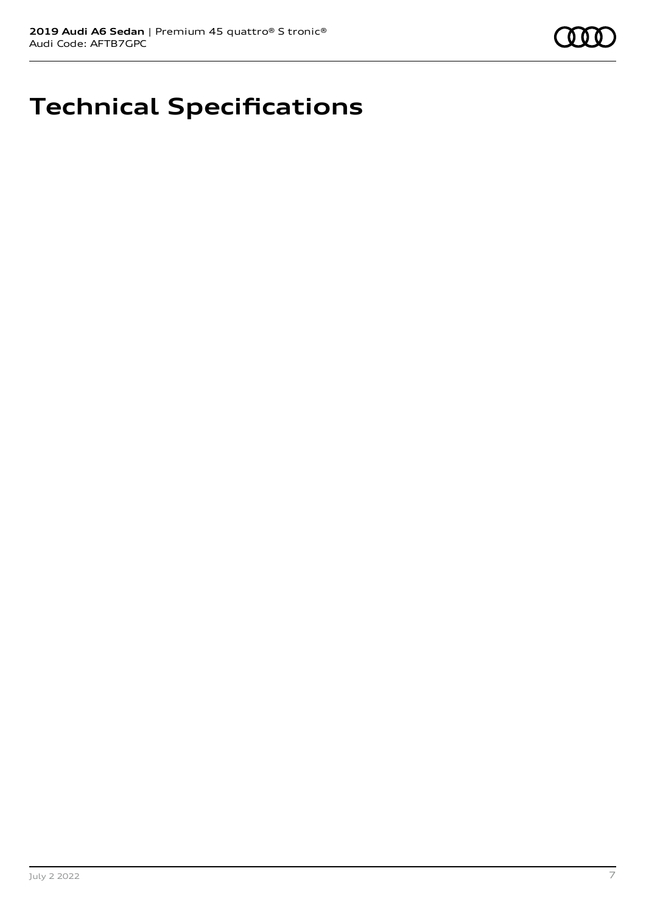# Technical Specifications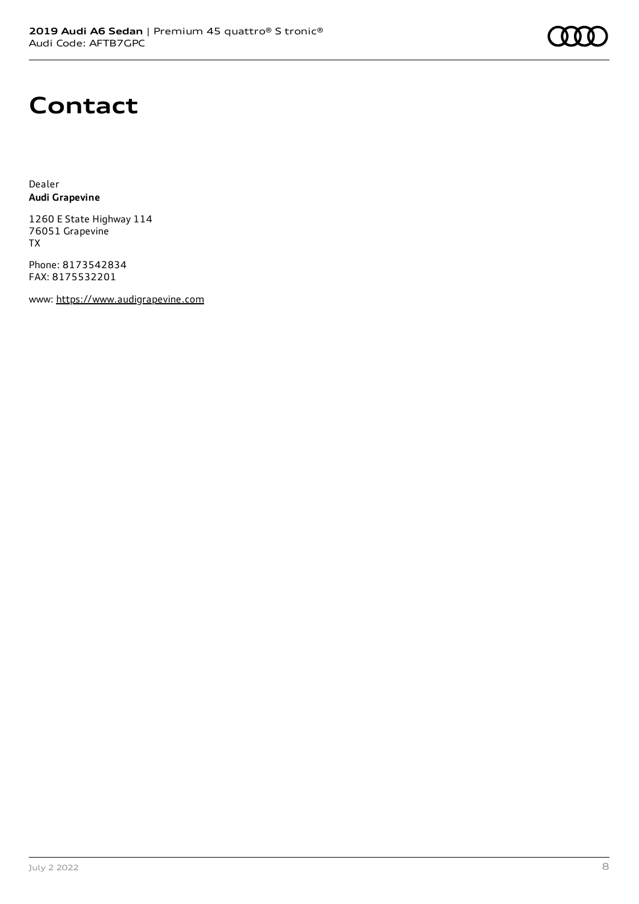# Contact

Dealer
**Audi Grapevine**

1260 E State Highway 114
76051 Grapevine
TX

Phone: 8173542834
FAX: 8175532201

www: https://www.audigrapevine.com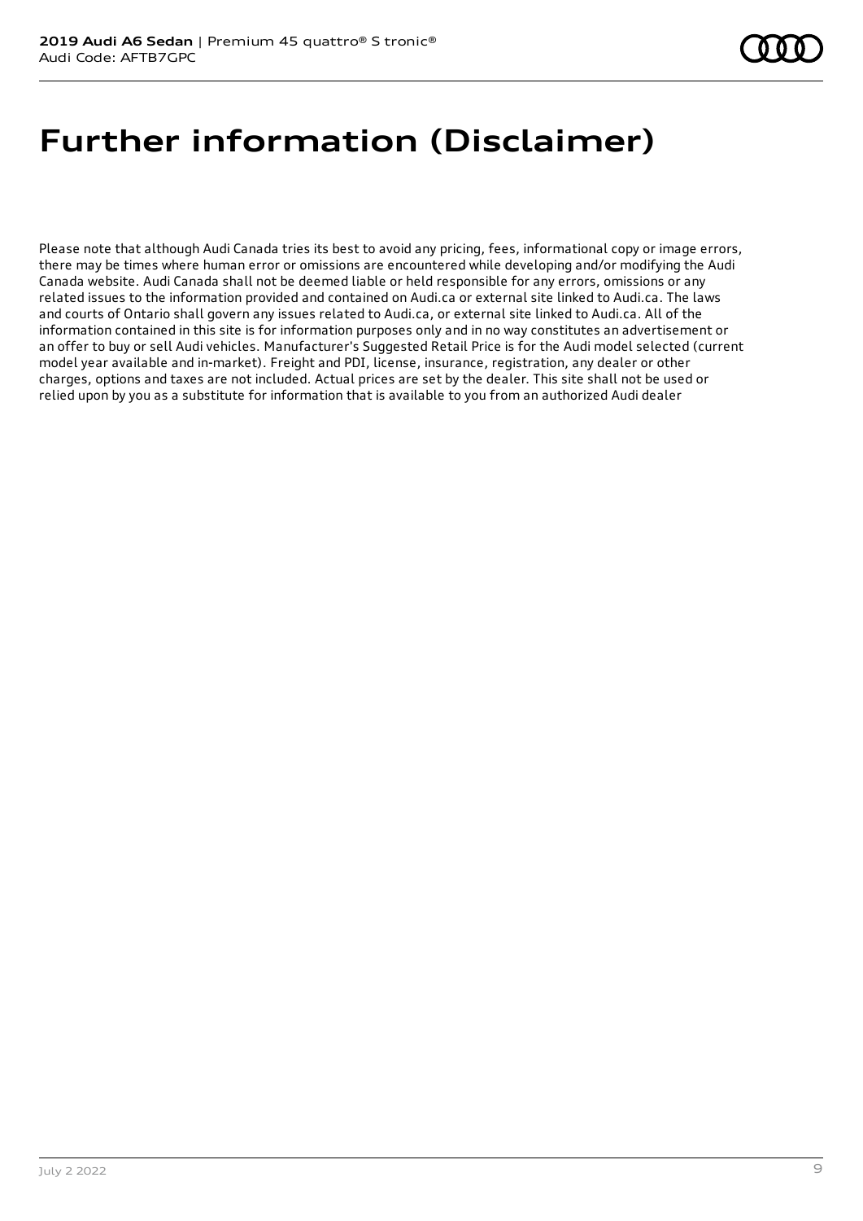# Further information (Disclaimer)

Please note that although Audi Canada tries its best to avoid any pricing, fees, informational copy or image errors, there may be times where human error or omissions are encountered while developing and/or modifying the Audi Canada website. Audi Canada shall not be deemed liable or held responsible for any errors, omissions or any related issues to the information provided and contained on Audi.ca or external site linked to Audi.ca. The laws and courts of Ontario shall govern any issues related to Audi.ca, or external site linked to Audi.ca. All of the information contained in this site is for information purposes only and in no way constitutes an advertisement or an offer to buy or sell Audi vehicles. Manufacturer's Suggested Retail Price is for the Audi model selected (current model year available and in-market). Freight and PDI, license, insurance, registration, any dealer or other charges, options and taxes are not included. Actual prices are set by the dealer. This site shall not be used or relied upon by you as a substitute for information that is available to you from an authorized Audi dealer